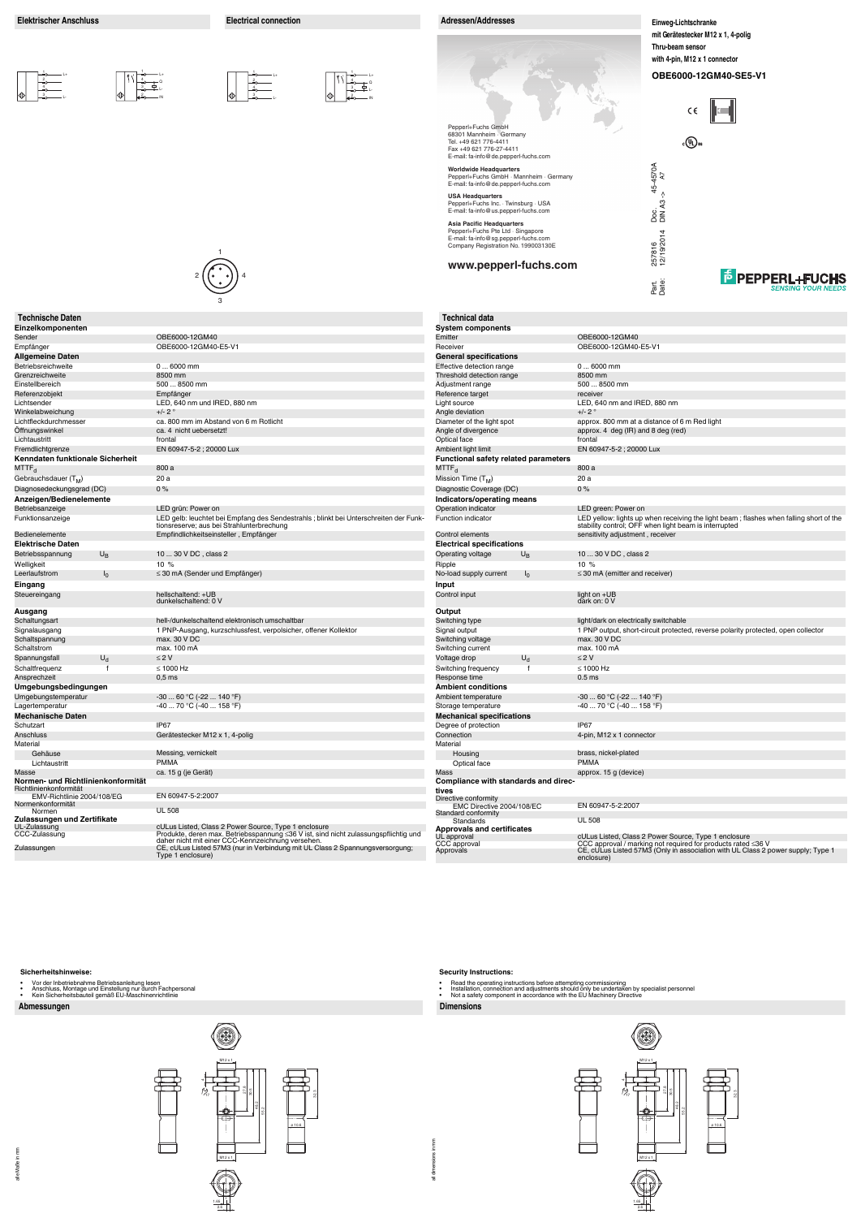## Elektrischer Anschluss

## Electrical connection

## Adressen/Addresses

Pepperl+Fuchs GmbH
68301 Mannheim · Germany
Tel. +49 621 776-4411
Fax +49 621 776-27-4411
E-mail: fa-info@de.pepperl-fuchs.com

**Worldwide Headquarters**
Pepperl+Fuchs GmbH · Mannheim · Germany
E-mail: fa-info@de.pepperl-fuchs.com

**USA Headquarters**
Pepperl+Fuchs Inc. · Twinsburg · USA
E-mail: fa-info@us.pepperl-fuchs.com

**Asia Pacific Headquarters**
Pepperl+Fuchs Pte Ltd · Singapore
E-mail: fa-info@sg.pepperl-fuchs.com
Company Registration No. 199003130E

**www.pepperl-fuchs.com**

**Einweg-Lichtschranke mit Gerätestecker M12 x 1, 4-polig**
**Thru-beam sensor with 4-pin, M12 x 1 connector**

# OBE6000-12GM40-SE5-V1

Part. 257816 Doc. 45-4570A
Date: 12/19/2014 DIN A3 -> A7

PEPPERL+FUCHS
SENSING YOUR NEEDS

## Technische Daten

| | |
|---|---|
| **Einzelkomponenten** | |
| Sender | OBE6000-12GM40 |
| Empfänger | OBE6000-12GM40-E5-V1 |
| **Allgemeine Daten** | |
| Betriebsreichweite | 0 ... 6000 mm |
| Grenzreichweite | 8500 mm |
| Einstellbereich | 500 ... 8500 mm |
| Referenzobjekt | Empfänger |
| Lichtsender | LED, 640 nm und IRED, 880 nm |
| Winkelabweichung | +/- 2 ° |
| Lichtfleckdurchmesser | ca. 800 mm im Abstand von 6 m Rotlicht |
| Öffnungswinkel | ca. 4 nicht uebersetzt! |
| Lichtaustritt | frontal |
| Fremdlichtgrenze | EN 60947-5-2 ; 20000 Lux |
| **Kenndaten funktionale Sicherheit** | |
| $MTTF_d$ | 800 a |
| Gebrauchsdauer ($T_M$) | 20 a |
| Diagnosedeckungsgrad (DC) | 0 % |
| **Anzeigen/Bedienelemente** | |
| Betriebsanzeige | LED grün: Power on |
| Funktionsanzeige | LED gelb: leuchtet bei Empfang des Sendestrahls ; blinkt bei Unterschreiten der Funktionsreserve; aus bei Strahlunterbrechung |
| Bedienelemente | Empfindlichkeitseinsteller , Empfänger |
| **Elektrische Daten** | |
| Betriebsspannung $U_B$ | 10 ... 30 V DC , class 2 |
| Welligkeit | 10 % |
| Leerlaufstrom $I_0$ | ≤ 30 mA (Sender und Empfänger) |
| **Eingang** | |
| Steuereingang | hellschaltend: +UB<br>dunkelschaltend: 0 V |
| **Ausgang** | |
| Schaltungsart | hell-/dunkelschaltend elektronisch umschaltbar |
| Signalausgang | 1 PNP-Ausgang, kurzschlussfest, verpolsicher, offener Kollektor |
| Schaltspannung | max. 30 V DC |
| Schaltstrom | max. 100 mA |
| Spannungsfall $U_d$ | ≤ 2 V |
| Schaltfrequenz f | ≤ 1000 Hz |
| Ansprechzeit | 0,5 ms |
| **Umgebungsbedingungen** | |
| Umgebungstemperatur | -30 ... 60 °C (-22 ... 140 °F) |
| Lagertemperatur | -40 ... 70 °C (-40 ... 158 °F) |
| **Mechanische Daten** | |
| Schutzart | IP67 |
| Anschluss | Gerätestecker M12 x 1, 4-polig |
| Material | |
| Gehäuse | Messing, vernickelt |
| Lichtaustritt | PMMA |
| Masse | ca. 15 g (je Gerät) |
| **Normen- und Richtlinienkonformität** | |
| Richtlinienkonformität | |
| EMV-Richtlinie 2004/108/EG | EN 60947-5-2:2007 |
| Normenkonformität | |
| Normen | UL 508 |
| **Zulassungen und Zertifikate** | |
| UL-Zulassung | cULus Listed, Class 2 Power Source, Type 1 enclosure |
| CCC-Zulassung | Produkte, deren max. Betriebsspannung ≤36 V ist, sind nicht zulassungspflichtig und daher nicht mit einer CCC-Kennzeichnung versehen. |
| Zulassungen | CE, cULus Listed 57M3 (nur in Verbindung mit UL Class 2 Spannungsversorgung; Type 1 enclosure) |

## Technical data

| | |
|---|---|
| **System components** | |
| Emitter | OBE6000-12GM40 |
| Receiver | OBE6000-12GM40-E5-V1 |
| **General specifications** | |
| Effective detection range | 0 ... 6000 mm |
| Threshold detection range | 8500 mm |
| Adjustment range | 500 ... 8500 mm |
| Reference target | receiver |
| Light source | LED, 640 nm and IRED, 880 nm |
| Angle deviation | +/- 2 ° |
| Diameter of the light spot | approx. 800 mm at a distance of 6 m Red light |
| Angle of divergence | approx. 4 deg (IR) and 8 deg (red) |
| Optical face | frontal |
| Ambient light limit | EN 60947-5-2 ; 20000 Lux |
| **Functional safety related parameters** | |
| $MTTF_d$ | 800 a |
| Mission Time ($T_M$) | 20 a |
| Diagnostic Coverage (DC) | 0 % |
| **Indicators/operating means** | |
| Operation indicator | LED green: Power on |
| Function indicator | LED yellow: lights up when receiving the light beam ; flashes when falling short of the stability control; OFF when light beam is interrupted |
| Control elements | sensitivity adjustment , receiver |
| **Electrical specifications** | |
| Operating voltage $U_B$ | 10 ... 30 V DC , class 2 |
| Ripple | 10 % |
| No-load supply current $I_0$ | ≤ 30 mA (emitter and receiver) |
| **Input** | |
| Control input | light on +UB<br>dark on: 0 V |
| **Output** | |
| Switching type | light/dark on electrically switchable |
| Signal output | 1 PNP output, short-circuit protected, reverse polarity protected, open collector |
| Switching voltage | max. 30 V DC |
| Switching current | max. 100 mA |
| Voltage drop $U_d$ | ≤ 2 V |
| Switching frequency f | ≤ 1000 Hz |
| Response time | 0.5 ms |
| **Ambient conditions** | |
| Ambient temperature | -30 ... 60 °C (-22 ... 140 °F) |
| Storage temperature | -40 ... 70 °C (-40 ... 158 °F) |
| **Mechanical specifications** | |
| Degree of protection | IP67 |
| Connection | 4-pin, M12 x 1 connector |
| Material | |
| Housing | brass, nickel-plated |
| Optical face | PMMA |
| Mass | approx. 15 g (device) |
| **Compliance with standards and directives** | |
| Directive conformity | |
| EMC Directive 2004/108/EC | EN 60947-5-2:2007 |
| Standard conformity | |
| Standards | UL 508 |
| **Approvals and certificates** | |
| UL approval | cULus Listed, Class 2 Power Source, Type 1 enclosure |
| CCC approval | CCC approval / marking not required for products rated ≤36 V |
| Approvals | CE, cULus Listed 57M3 (Only in association with UL Class 2 power supply; Type 1 enclosure) |

**Sicherheitshinweise:**

- Vor der Inbetriebnahme Betriebsanleitung lesen
- Anschluss, Montage und Einstellung nur durch Fachpersonal
- Kein Sicherheitsbauteil gemäß EU-Maschinenrichtlinie

**Security Instructions:**

- Read the operating instructions before attempting commissioning
- Installation, connection and adjustments should only be undertaken by specialist personnel
- Not a safety component in accordance with the EU Machinery Directive

## Abmessungen

alle Maße in mm

## Dimensions

all dimensions in mm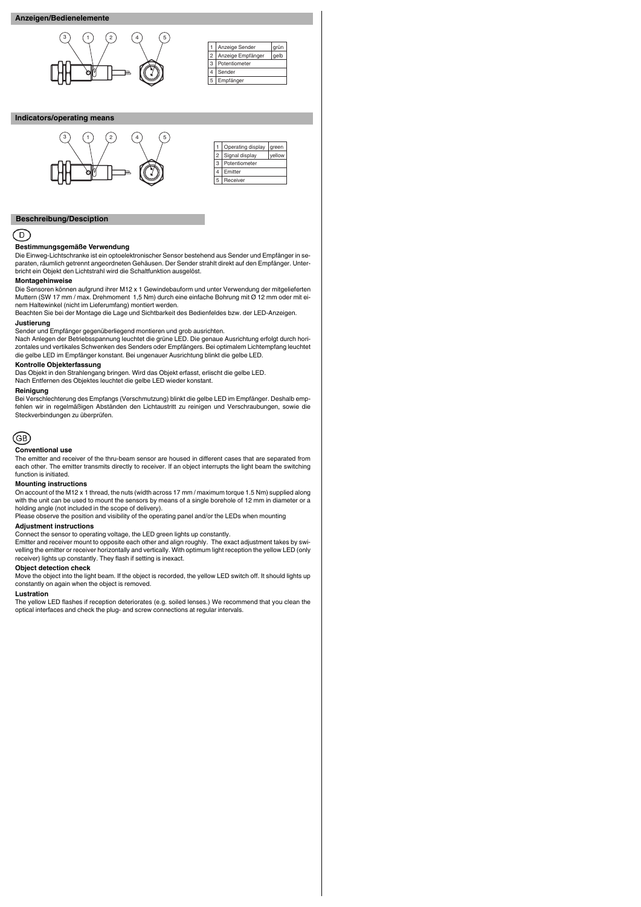## Anzeigen/Bedienelemente

3 1 2 4 5

| | | |
|---|---|---|
| 1 | Anzeige Sender | grün |
| 2 | Anzeige Empfänger | gelb |
| 3 | Potentiometer | |
| 4 | Sender | |
| 5 | Empfänger | |

## Indicators/operating means

3 1 2 4 5

| | | |
|---|---|---|
| 1 | Operating display | green |
| 2 | Signal display | yellow |
| 3 | Potentiometer | |
| 4 | Emitter | |
| 5 | Receiver | |

## Beschreibung/Desciption

(D)

### Bestimmungsgemäße Verwendung

Die Einweg-Lichtschranke ist ein optoelektronischer Sensor bestehend aus Sender und Empfänger in separaten, räumlich getrennt angeordneten Gehäusen. Der Sender strahlt direkt auf den Empfänger. Unterbricht ein Objekt den Lichtstrahl wird die Schaltfunktion ausgelöst.

### Montagehinweise

Die Sensoren können aufgrund ihrer M12 x 1 Gewindebauform und unter Verwendung der mitgelieferten Muttern (SW 17 mm / max. Drehmoment 1,5 Nm) durch eine einfache Bohrung mit Ø 12 mm oder mit einem Haltewinkel (nicht im Lieferumfang) montiert werden.

Beachten Sie bei der Montage die Lage und Sichtbarkeit des Bedienfeldes bzw. der LED-Anzeigen.

### Justierung

Sender und Empfänger gegenüberliegend montieren und grob ausrichten.

Nach Anlegen der Betriebsspannung leuchtet die grüne LED. Die genaue Ausrichtung erfolgt durch horizontales und vertikales Schwenken des Senders oder Empfängers. Bei optimalem Lichtempfang leuchtet die gelbe LED im Empfänger konstant. Bei ungenauer Ausrichtung blinkt die gelbe LED.

### Kontrolle Objekterfassung

Das Objekt in den Strahlengang bringen. Wird das Objekt erfasst, erlischt die gelbe LED.

Nach Entfernen des Objektes leuchtet die gelbe LED wieder konstant.

### Reinigung

Bei Verschlechterung des Empfangs (Verschmutzung) blinkt die gelbe LED im Empfänger. Deshalb empfehlen wir in regelmäßigen Abständen den Lichtaustritt zu reinigen und Verschraubungen, sowie die Steckverbindungen zu überprüfen.

(GB)

### Conventional use

The emitter and receiver of the thru-beam sensor are housed in different cases that are separated from each other. The emitter transmits directly to receiver. If an object interrupts the light beam the switching function is initiated.

### Mounting instructions

On account of the M12 x 1 thread, the nuts (width across 17 mm / maximum torque 1.5 Nm) supplied along with the unit can be used to mount the sensors by means of a single borehole of 12 mm in diameter or a holding angle (not included in the scope of delivery).

Please observe the position and visibility of the operating panel and/or the LEDs when mounting

### Adjustment instructions

Connect the sensor to operating voltage, the LED green lights up constantly.

Emitter and receiver mount to opposite each other and align roughly. The exact adjustment takes by swivelling the emitter or receiver horizontally and vertically. With optimum light reception the yellow LED (only receiver) lights up constantly. They flash if setting is inexact.

### Object detection check

Move the object into the light beam. If the object is recorded, the yellow LED switch off. It should lights up constantly on again when the object is removed.

### Lustration

The yellow LED flashes if reception deteriorates (e.g. soiled lenses.) We recommend that you clean the optical interfaces and check the plug- and screw connections at regular intervals.